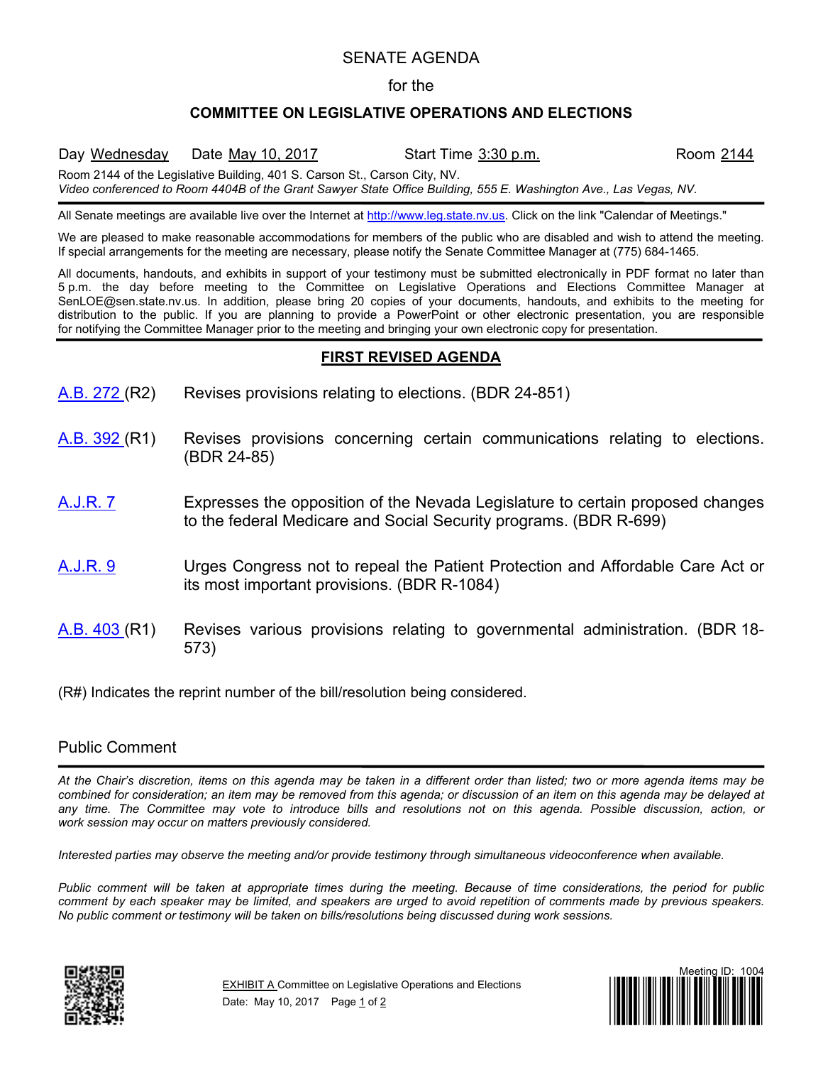# SENATE AGENDA

for the

## COMMITTEE ON LEGISLATIVE OPERATIONS AND ELECTIONS

Day Wednesday    Date May 10, 2017    Start Time 3:30 p.m.    Room 2144

Room 2144 of the Legislative Building, 401 S. Carson St., Carson City, NV.
*Video conferenced to Room 4404B of the Grant Sawyer State Office Building, 555 E. Washington Ave., Las Vegas, NV.*

---

All Senate meetings are available live over the Internet at http://www.leg.state.nv.us. Click on the link "Calendar of Meetings."

We are pleased to make reasonable accommodations for members of the public who are disabled and wish to attend the meeting. If special arrangements for the meeting are necessary, please notify the Senate Committee Manager at (775) 684-1465.

All documents, handouts, and exhibits in support of your testimony must be submitted electronically in PDF format no later than 5 p.m. the day before meeting to the Committee on Legislative Operations and Elections Committee Manager at SenLOE@sen.state.nv.us. In addition, please bring 20 copies of your documents, handouts, and exhibits to the meeting for distribution to the public. If you are planning to provide a PowerPoint or other electronic presentation, you are responsible for notifying the Committee Manager prior to the meeting and bringing your own electronic copy for presentation.

---

## FIRST REVISED AGENDA

A.B. 272 (R2) — Revises provisions relating to elections. (BDR 24-851)

A.B. 392 (R1) — Revises provisions concerning certain communications relating to elections. (BDR 24-85)

A.J.R. 7 — Expresses the opposition of the Nevada Legislature to certain proposed changes to the federal Medicare and Social Security programs. (BDR R-699)

A.J.R. 9 — Urges Congress not to repeal the Patient Protection and Affordable Care Act or its most important provisions. (BDR R-1084)

A.B. 403 (R1) — Revises various provisions relating to governmental administration. (BDR 18-573)

(R#) Indicates the reprint number of the bill/resolution being considered.

## Public Comment

---

*At the Chair's discretion, items on this agenda may be taken in a different order than listed; two or more agenda items may be combined for consideration; an item may be removed from this agenda; or discussion of an item on this agenda may be delayed at any time. The Committee may vote to introduce bills and resolutions not on this agenda. Possible discussion, action, or work session may occur on matters previously considered.*

*Interested parties may observe the meeting and/or provide testimony through simultaneous videoconference when available.*

*Public comment will be taken at appropriate times during the meeting. Because of time considerations, the period for public comment by each speaker may be limited, and speakers are urged to avoid repetition of comments made by previous speakers. No public comment or testimony will be taken on bills/resolutions being discussed during work sessions.*

EXHIBIT A Committee on Legislative Operations and Elections
Date: May 10, 2017

Meeting ID: 1004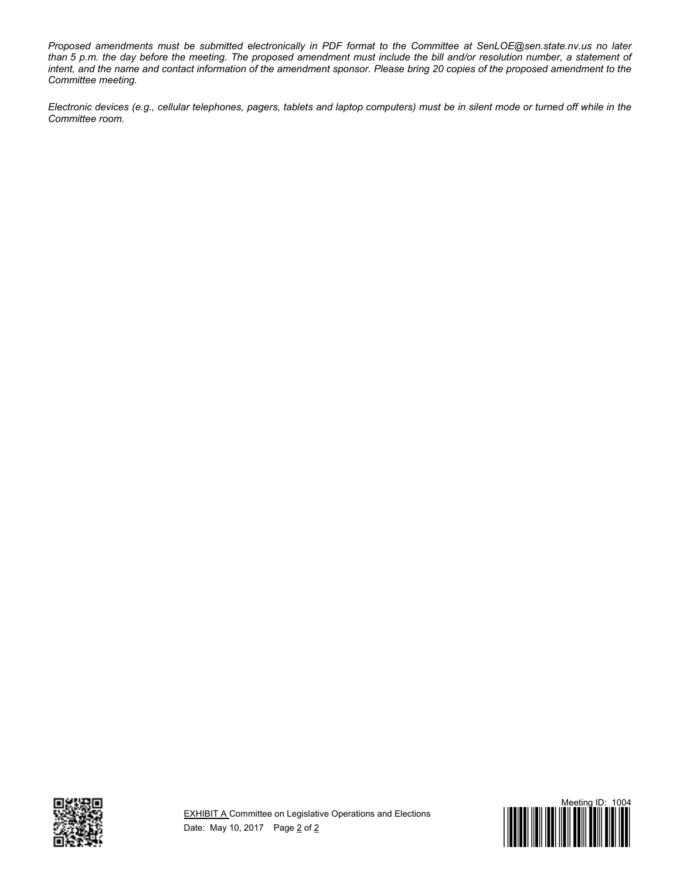*Proposed amendments must be submitted electronically in PDF format to the Committee at SenLOE@sen.state.nv.us no later than 5 p.m. the day before the meeting. The proposed amendment must include the bill and/or resolution number, a statement of intent, and the name and contact information of the amendment sponsor. Please bring 20 copies of the proposed amendment to the Committee meeting.*

*Electronic devices (e.g., cellular telephones, pagers, tablets and laptop computers) must be in silent mode or turned off while in the Committee room.*